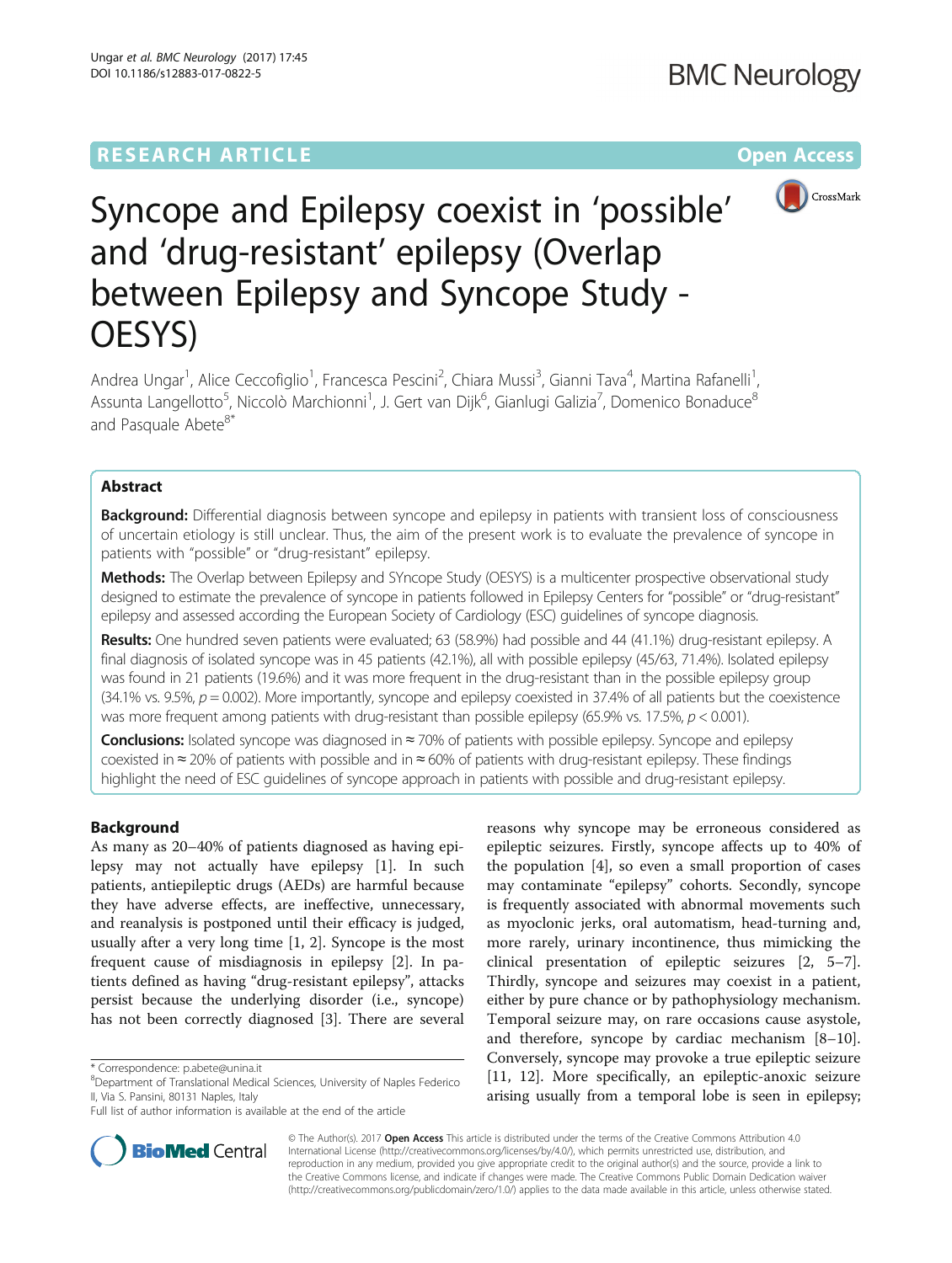RESEARCH ARTICLE

Open Access

# Syncope and Epilepsy coexist in 'possible' and 'drug-resistant' epilepsy (Overlap between Epilepsy and Syncope Study - OESYS)

Andrea Ungar[1], Alice Ceccofiglio[1], Francesca Pescini[2], Chiara Mussi[3], Gianni Tava[4], Martina Rafanelli[1], Assunta Langellotto[5], Niccolò Marchionni[1], J. Gert van Dijk[6], Gianlugi Galizia[7], Domenico Bonaduce[8] and Pasquale Abete[8*]

## Abstract

**Background:** Differential diagnosis between syncope and epilepsy in patients with transient loss of consciousness of uncertain etiology is still unclear. Thus, the aim of the present work is to evaluate the prevalence of syncope in patients with "possible" or "drug-resistant" epilepsy.

**Methods:** The Overlap between Epilepsy and SYncope Study (OESYS) is a multicenter prospective observational study designed to estimate the prevalence of syncope in patients followed in Epilepsy Centers for "possible" or "drug-resistant" epilepsy and assessed according the European Society of Cardiology (ESC) guidelines of syncope diagnosis.

**Results:** One hundred seven patients were evaluated; 63 (58.9%) had possible and 44 (41.1%) drug-resistant epilepsy. A final diagnosis of isolated syncope was in 45 patients (42.1%), all with possible epilepsy (45/63, 71.4%). Isolated epilepsy was found in 21 patients (19.6%) and it was more frequent in the drug-resistant than in the possible epilepsy group (34.1% vs. 9.5%, $p = 0.002$). More importantly, syncope and epilepsy coexisted in 37.4% of all patients but the coexistence was more frequent among patients with drug-resistant than possible epilepsy (65.9% vs. 17.5%, $p < 0.001$).

**Conclusions:** Isolated syncope was diagnosed in ≈ 70% of patients with possible epilepsy. Syncope and epilepsy coexisted in ≈ 20% of patients with possible and in ≈ 60% of patients with drug-resistant epilepsy. These findings highlight the need of ESC guidelines of syncope approach in patients with possible and drug-resistant epilepsy.

## Background

As many as 20–40% of patients diagnosed as having epilepsy may not actually have epilepsy [1]. In such patients, antiepileptic drugs (AEDs) are harmful because they have adverse effects, are ineffective, unnecessary, and reanalysis is postponed until their efficacy is judged, usually after a very long time [1, 2]. Syncope is the most frequent cause of misdiagnosis in epilepsy [2]. In patients defined as having "drug-resistant epilepsy", attacks persist because the underlying disorder (i.e., syncope) has not been correctly diagnosed [3]. There are several reasons why syncope may be erroneous considered as epileptic seizures. Firstly, syncope affects up to 40% of the population [4], so even a small proportion of cases may contaminate "epilepsy" cohorts. Secondly, syncope is frequently associated with abnormal movements such as myoclonic jerks, oral automatism, head-turning and, more rarely, urinary incontinence, thus mimicking the clinical presentation of epileptic seizures [2, 5–7]. Thirdly, syncope and seizures may coexist in a patient, either by pure chance or by pathophysiology mechanism. Temporal seizure may, on rare occasions cause asystole, and therefore, syncope by cardiac mechanism [8–10]. Conversely, syncope may provoke a true epileptic seizure [11, 12]. More specifically, an epileptic-anoxic seizure arising usually from a temporal lobe is seen in epilepsy;

* Correspondence: p.abete@unina.it
[8]Department of Translational Medical Sciences, University of Naples Federico II, Via S. Pansini, 80131 Naples, Italy
Full list of author information is available at the end of the article

© The Author(s). 2017 **Open Access** This article is distributed under the terms of the Creative Commons Attribution 4.0 International License (http://creativecommons.org/licenses/by/4.0/), which permits unrestricted use, distribution, and reproduction in any medium, provided you give appropriate credit to the original author(s) and the source, provide a link to the Creative Commons license, and indicate if changes were made. The Creative Commons Public Domain Dedication waiver (http://creativecommons.org/publicdomain/zero/1.0/) applies to the data made available in this article, unless otherwise stated.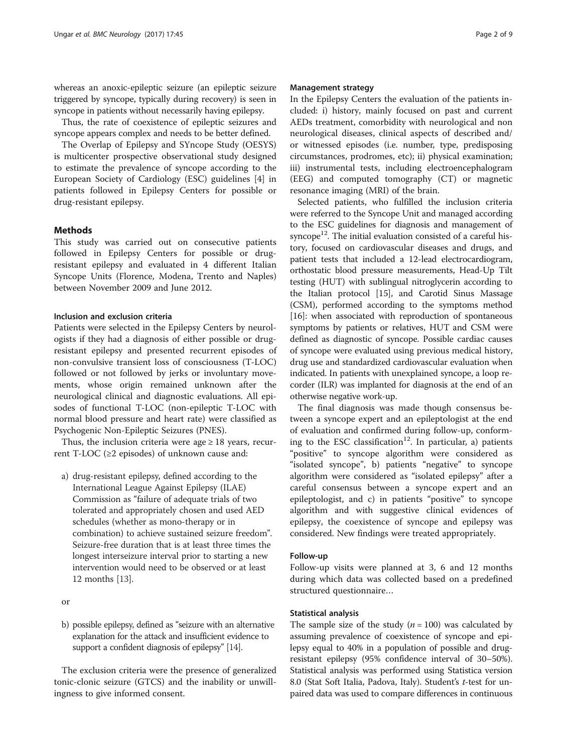whereas an anoxic-epileptic seizure (an epileptic seizure triggered by syncope, typically during recovery) is seen in syncope in patients without necessarily having epilepsy.

Thus, the rate of coexistence of epileptic seizures and syncope appears complex and needs to be better defined.

The Overlap of Epilepsy and SYncope Study (OESYS) is multicenter prospective observational study designed to estimate the prevalence of syncope according to the European Society of Cardiology (ESC) guidelines [4] in patients followed in Epilepsy Centers for possible or drug-resistant epilepsy.

## Methods

This study was carried out on consecutive patients followed in Epilepsy Centers for possible or drug-resistant epilepsy and evaluated in 4 different Italian Syncope Units (Florence, Modena, Trento and Naples) between November 2009 and June 2012.

### Inclusion and exclusion criteria

Patients were selected in the Epilepsy Centers by neurologists if they had a diagnosis of either possible or drug-resistant epilepsy and presented recurrent episodes of non-convulsive transient loss of consciousness (T-LOC) followed or not followed by jerks or involuntary movements, whose origin remained unknown after the neurological clinical and diagnostic evaluations. All episodes of functional T-LOC (non-epileptic T-LOC with normal blood pressure and heart rate) were classified as Psychogenic Non-Epileptic Seizures (PNES).

Thus, the inclusion criteria were age ≥ 18 years, recurrent T-LOC (≥2 episodes) of unknown cause and:

a) drug-resistant epilepsy, defined according to the International League Against Epilepsy (ILAE) Commission as "failure of adequate trials of two tolerated and appropriately chosen and used AED schedules (whether as mono-therapy or in combination) to achieve sustained seizure freedom". Seizure-free duration that is at least three times the longest interseizure interval prior to starting a new intervention would need to be observed or at least 12 months [13].

or

b) possible epilepsy, defined as "seizure with an alternative explanation for the attack and insufficient evidence to support a confident diagnosis of epilepsy" [14].

The exclusion criteria were the presence of generalized tonic-clonic seizure (GTCS) and the inability or unwillingness to give informed consent.

### Management strategy

In the Epilepsy Centers the evaluation of the patients included: i) history, mainly focused on past and current AEDs treatment, comorbidity with neurological and non neurological diseases, clinical aspects of described and/or witnessed episodes (i.e. number, type, predisposing circumstances, prodromes, etc); ii) physical examination; iii) instrumental tests, including electroencephalogram (EEG) and computed tomography (CT) or magnetic resonance imaging (MRI) of the brain.

Selected patients, who fulfilled the inclusion criteria were referred to the Syncope Unit and managed according to the ESC guidelines for diagnosis and management of syncope[12]. The initial evaluation consisted of a careful history, focused on cardiovascular diseases and drugs, and patient tests that included a 12-lead electrocardiogram, orthostatic blood pressure measurements, Head-Up Tilt testing (HUT) with sublingual nitroglycerin according to the Italian protocol [15], and Carotid Sinus Massage (CSM), performed according to the symptoms method [16]: when associated with reproduction of spontaneous symptoms by patients or relatives, HUT and CSM were defined as diagnostic of syncope. Possible cardiac causes of syncope were evaluated using previous medical history, drug use and standardized cardiovascular evaluation when indicated. In patients with unexplained syncope, a loop recorder (ILR) was implanted for diagnosis at the end of an otherwise negative work-up.

The final diagnosis was made though consensus between a syncope expert and an epileptologist at the end of evaluation and confirmed during follow-up, conforming to the ESC classification[12]. In particular, a) patients "positive" to syncope algorithm were considered as "isolated syncope", b) patients "negative" to syncope algorithm were considered as "isolated epilepsy" after a careful consensus between a syncope expert and an epileptologist, and c) in patients "positive" to syncope algorithm and with suggestive clinical evidences of epilepsy, the coexistence of syncope and epilepsy was considered. New findings were treated appropriately.

### Follow-up

Follow-up visits were planned at 3, 6 and 12 months during which data was collected based on a predefined structured questionnaire…

### Statistical analysis

The sample size of the study ($n = 100$) was calculated by assuming prevalence of coexistence of syncope and epilepsy equal to 40% in a population of possible and drug-resistant epilepsy (95% confidence interval of 30–50%). Statistical analysis was performed using Statistica version 8.0 (Stat Soft Italia, Padova, Italy). Student's *t*-test for unpaired data was used to compare differences in continuous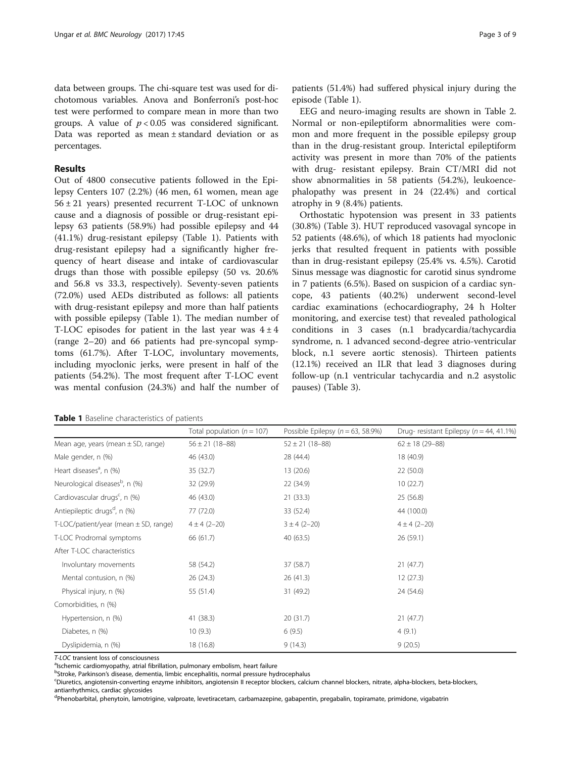data between groups. The chi-square test was used for dichotomous variables. Anova and Bonferroni's post-hoc test were performed to compare mean in more than two groups. A value of $p < 0.05$ was considered significant. Data was reported as mean ± standard deviation or as percentages.

## Results

Out of 4800 consecutive patients followed in the Epilepsy Centers 107 (2.2%) (46 men, 61 women, mean age 56 ± 21 years) presented recurrent T-LOC of unknown cause and a diagnosis of possible or drug-resistant epilepsy 63 patients (58.9%) had possible epilepsy and 44 (41.1%) drug-resistant epilepsy (Table 1). Patients with drug-resistant epilepsy had a significantly higher frequency of heart disease and intake of cardiovascular drugs than those with possible epilepsy (50 vs. 20.6% and 56.8 vs 33.3, respectively). Seventy-seven patients (72.0%) used AEDs distributed as follows: all patients with drug-resistant epilepsy and more than half patients with possible epilepsy (Table 1). The median number of T-LOC episodes for patient in the last year was 4 ± 4 (range 2–20) and 66 patients had pre-syncopal symptoms (61.7%). After T-LOC, involuntary movements, including myoclonic jerks, were present in half of the patients (54.2%). The most frequent after T-LOC event was mental confusion (24.3%) and half the number of patients (51.4%) had suffered physical injury during the episode (Table 1).

EEG and neuro-imaging results are shown in Table 2. Normal or non-epileptiform abnormalities were common and more frequent in the possible epilepsy group than in the drug-resistant group. Interictal epileptiform activity was present in more than 70% of the patients with drug- resistant epilepsy. Brain CT/MRI did not show abnormalities in 58 patients (54.2%), leukoencephalopathy was present in 24 (22.4%) and cortical atrophy in 9 (8.4%) patients.

Orthostatic hypotension was present in 33 patients (30.8%) (Table 3). HUT reproduced vasovagal syncope in 52 patients (48.6%), of which 18 patients had myoclonic jerks that resulted frequent in patients with possible than in drug-resistant epilepsy (25.4% vs. 4.5%). Carotid Sinus message was diagnostic for carotid sinus syndrome in 7 patients (6.5%). Based on suspicion of a cardiac syncope, 43 patients (40.2%) underwent second-level cardiac examinations (echocardiography, 24 h Holter monitoring, and exercise test) that revealed pathological conditions in 3 cases (n.1 bradycardia/tachycardia syndrome, n. 1 advanced second-degree atrio-ventricular block, n.1 severe aortic stenosis). Thirteen patients (12.1%) received an ILR that lead 3 diagnoses during follow-up (n.1 ventricular tachycardia and n.2 asystolic pauses) (Table 3).

**Table 1** Baseline characteristics of patients

| | Total population ($n = 107$) | Possible Epilepsy ($n = 63$, 58.9%) | Drug- resistant Epilepsy ($n = 44$, 41.1%) |
|---|---|---|---|
| Mean age, years (mean ± SD, range) | 56 ± 21 (18–88) | 52 ± 21 (18–88) | 62 ± 18 (29–88) |
| Male gender, n (%) | 46 (43.0) | 28 (44.4) | 18 (40.9) |
| Heart diseases[a], n (%) | 35 (32.7) | 13 (20.6) | 22 (50.0) |
| Neurological diseases[b], n (%) | 32 (29.9) | 22 (34.9) | 10 (22.7) |
| Cardiovascular drugs[c], n (%) | 46 (43.0) | 21 (33.3) | 25 (56.8) |
| Antiepileptic drugs[d], n (%) | 77 (72.0) | 33 (52.4) | 44 (100.0) |
| T-LOC/patient/year (mean ± SD, range) | 4 ± 4 (2–20) | 3 ± 4 (2–20) | 4 ± 4 (2–20) |
| T-LOC Prodromal symptoms | 66 (61.7) | 40 (63.5) | 26 (59.1) |
| After T-LOC characteristics | | | |
| Involuntary movements | 58 (54.2) | 37 (58.7) | 21 (47.7) |
| Mental contusion, n (%) | 26 (24.3) | 26 (41.3) | 12 (27.3) |
| Physical injury, n (%) | 55 (51.4) | 31 (49.2) | 24 (54.6) |
| Comorbidities, n (%) | | | |
| Hypertension, n (%) | 41 (38.3) | 20 (31.7) | 21 (47.7) |
| Diabetes, n (%) | 10 (9.3) | 6 (9.5) | 4 (9.1) |
| Dyslipidemia, n (%) | 18 (16.8) | 9 (14.3) | 9 (20.5) |

*T-LOC* transient loss of consciousness
[a]Ischemic cardiomyopathy, atrial fibrillation, pulmonary embolism, heart failure
[b]Stroke, Parkinson's disease, dementia, limbic encephalitis, normal pressure hydrocephalus
[c]Diuretics, angiotensin-converting enzyme inhibitors, angiotensin II receptor blockers, calcium channel blockers, nitrate, alpha-blockers, beta-blockers, antiarrhythmics, cardiac glycosides
[d]Phenobarbital, phenytoin, lamotrigine, valproate, levetiracetam, carbamazepine, gabapentin, pregabalin, topiramate, primidone, vigabatrin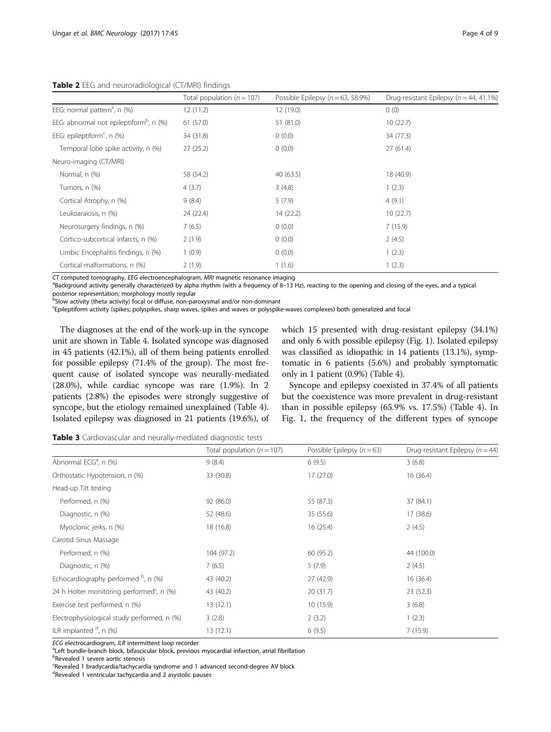**Table 2** EEG and neuroradiological (CT/MRI) findings

| | Total population ($n = 107$) | Possible Epilepsy ($n = 63$, 58.9%) | Drug-resistant Epilepsy ($n = 44$, 41.1%) |
|---|---|---|---|
| EEG: normal pattern[a], n (%) | 12 (11.2) | 12 (19.0) | 0 (0) |
| EEG: abnormal not epileptiform[b], n (%) | 61 (57.0) | 51 (81.0) | 10 (22.7) |
| EEG: epileptiform[c], n (%) | 34 (31.8) | 0 (0.0) | 34 (77.3) |
| Temporal lobe spike activity, n (%) | 27 (25.2) | 0 (0.0) | 27 (61.4) |
| Neuro-imaging (CT/MRI) | | | |
| Normal, n (%) | 58 (54.2) | 40 (63.5) | 18 (40.9) |
| Tumors, n (%) | 4 (3.7) | 3 (4.8) | 1 (2.3) |
| Cortical Atrophy, n (%) | 9 (8.4) | 5 (7.9) | 4 (9.1) |
| Leukoaraiosis, n (%) | 24 (22.4) | 14 (22.2) | 10 (22.7) |
| Neurosurgery findings, n (%) | 7 (6.5) | 0 (0.0) | 7 (15.9) |
| Cortico-subcortical infarcts, n (%) | 2 (1.9) | 0 (0.0) | 2 (4.5) |
| Limbic Encephalitis findings, n (%) | 1 (0.9) | 0 (0.0) | 1 (2.3) |
| Cortical malformations, n (%) | 2 (1.9) | 1 (1.6) | 1 (2.3) |

*CT* computed tomography, *EEG* electroencephalogram, *MRI* magnetic resonance imaging
[a]Background activity generally characterized by alpha rhythm (with a frequency of 8–13 Hz), reacting to the opening and closing of the eyes, and a typical posterior representation; morphology mostly regular
[b]Slow activity (theta activity) focal or diffuse, non-paroxysmal and/or non-dominant
[c]Epileptiform activity (spikes; polyspikes, sharp waves, spikes and waves or polyspike-waves complexes) both generalized and focal

The diagnoses at the end of the work-up in the syncope unit are shown in Table 4. Isolated syncope was diagnosed in 45 patients (42.1%), all of them being patients enrolled for possible epilepsy (71.4% of the group). The most frequent cause of isolated syncope was neurally-mediated (28.0%), while cardiac syncope was rare (1.9%). In 2 patients (2.8%) the episodes were strongly suggestive of syncope, but the etiology remained unexplained (Table 4). Isolated epilepsy was diagnosed in 21 patients (19.6%), of which 15 presented with drug-resistant epilepsy (34.1%) and only 6 with possible epilepsy (Fig. 1). Isolated epilepsy was classified as idiopathic in 14 patients (13.1%), symptomatic in 6 patients (5.6%) and probably symptomatic only in 1 patient (0.9%) (Table 4).

Syncope and epilepsy coexisted in 37.4% of all patients but the coexistence was more prevalent in drug-resistant than in possible epilepsy (65.9% vs. 17.5%) (Table 4). In Fig. 1, the frequency of the different types of syncope

**Table 3** Cardiovascular and neurally-mediated diagnostic tests

| | Total population ($n = 107$) | Possible Epilepsy ($n = 63$) | Drug-resistant Epilepsy ($n = 44$) |
|---|---|---|---|
| Abnormal ECG[a], n (%) | 9 (8.4) | 6 (9.5) | 3 (6.8) |
| Orthostatic Hypotension, n (%) | 33 (30.8) | 17 (27.0) | 16 (36.4) |
| Head-up Tilt testing | | | |
| Performed, n (%) | 92 (86.0) | 55 (87.3) | 37 (84.1) |
| Diagnostic, n (%) | 52 (48.6) | 35 (55.6) | 17 (38.6) |
| Myoclonic jerks, n (%) | 18 (16.8) | 16 (25.4) | 2 (4.5) |
| Carotid Sinus Massage | | | |
| Performed, n (%) | 104 (97.2) | 60 (95.2) | 44 (100.0) |
| Diagnostic, n (%) | 7 (6.5) | 5 (7.9) | 2 (4.5) |
| Echocardiography performed [b], n (%) | 43 (40.2) | 27 (42.9) | 16 (36.4) |
| 24 h Holter monitoring performed[c], n (%) | 43 (40.2) | 20 (31.7) | 23 (52.3) |
| Exercise test performed, n (%) | 13 (12.1) | 10 (15.9) | 3 (6.8) |
| Electrophysiological study performed, n (%) | 3 (2.8) | 2 (3.2) | 1 (2.3) |
| ILR implanted [d], n (%) | 13 (12.1) | 6 (9.5) | 7 (15.9) |

*ECG* electrocardiogram, *ILR* intermittent loop recorder
[a]Left bundle-branch block, bifascicular block, previous myocardial infarction, atrial fibrillation
[b]Revealed 1 severe aortic stenosis
[c]Revealed 1 bradycardia/tachycardia syndrome and 1 advanced second-degree AV block
[d]Revealed 1 ventricular tachycardia and 2 asystolic pauses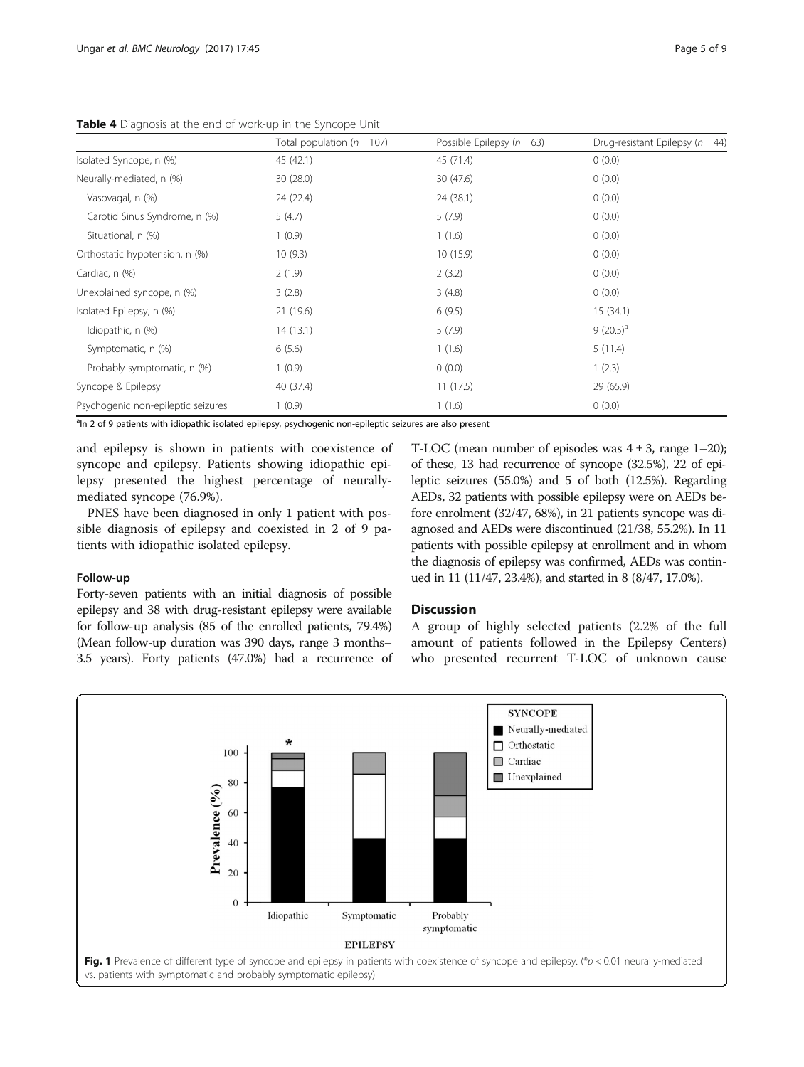**Table 4** Diagnosis at the end of work-up in the Syncope Unit

| | Total population ($n = 107$) | Possible Epilepsy ($n = 63$) | Drug-resistant Epilepsy ($n = 44$) |
|---|---|---|---|
| Isolated Syncope, n (%) | 45 (42.1) | 45 (71.4) | 0 (0.0) |
| Neurally-mediated, n (%) | 30 (28.0) | 30 (47.6) | 0 (0.0) |
| Vasovagal, n (%) | 24 (22.4) | 24 (38.1) | 0 (0.0) |
| Carotid Sinus Syndrome, n (%) | 5 (4.7) | 5 (7.9) | 0 (0.0) |
| Situational, n (%) | 1 (0.9) | 1 (1.6) | 0 (0.0) |
| Orthostatic hypotension, n (%) | 10 (9.3) | 10 (15.9) | 0 (0.0) |
| Cardiac, n (%) | 2 (1.9) | 2 (3.2) | 0 (0.0) |
| Unexplained syncope, n (%) | 3 (2.8) | 3 (4.8) | 0 (0.0) |
| Isolated Epilepsy, n (%) | 21 (19.6) | 6 (9.5) | 15 (34.1) |
| Idiopathic, n (%) | 14 (13.1) | 5 (7.9) | 9 (20.5)[a] |
| Symptomatic, n (%) | 6 (5.6) | 1 (1.6) | 5 (11.4) |
| Probably symptomatic, n (%) | 1 (0.9) | 0 (0.0) | 1 (2.3) |
| Syncope & Epilepsy | 40 (37.4) | 11 (17.5) | 29 (65.9) |
| Psychogenic non-epileptic seizures | 1 (0.9) | 1 (1.6) | 0 (0.0) |

[a]In 2 of 9 patients with idiopathic isolated epilepsy, psychogenic non-epileptic seizures are also present

and epilepsy is shown in patients with coexistence of syncope and epilepsy. Patients showing idiopathic epilepsy presented the highest percentage of neurally-mediated syncope (76.9%).

PNES have been diagnosed in only 1 patient with possible diagnosis of epilepsy and coexisted in 2 of 9 patients with idiopathic isolated epilepsy.

### Follow-up

Forty-seven patients with an initial diagnosis of possible epilepsy and 38 with drug-resistant epilepsy were available for follow-up analysis (85 of the enrolled patients, 79.4%) (Mean follow-up duration was 390 days, range 3 months–3.5 years). Forty patients (47.0%) had a recurrence of T-LOC (mean number of episodes was $4 \pm 3$, range 1–20); of these, 13 had recurrence of syncope (32.5%), 22 of epileptic seizures (55.0%) and 5 of both (12.5%). Regarding AEDs, 32 patients with possible epilepsy were on AEDs before enrolment (32/47, 68%), in 21 patients syncope was diagnosed and AEDs were discontinued (21/38, 55.2%). In 11 patients with possible epilepsy at enrollment and in whom the diagnosis of epilepsy was confirmed, AEDs was continued in 11 (11/47, 23.4%), and started in 8 (8/47, 17.0%).

## Discussion

A group of highly selected patients (2.2% of the full amount of patients followed in the Epilepsy Centers) who presented recurrent T-LOC of unknown cause

**Fig. 1** Prevalence of different type of syncope and epilepsy in patients with coexistence of syncope and epilepsy. (*$p < 0.01$ neurally-mediated vs. patients with symptomatic and probably symptomatic epilepsy)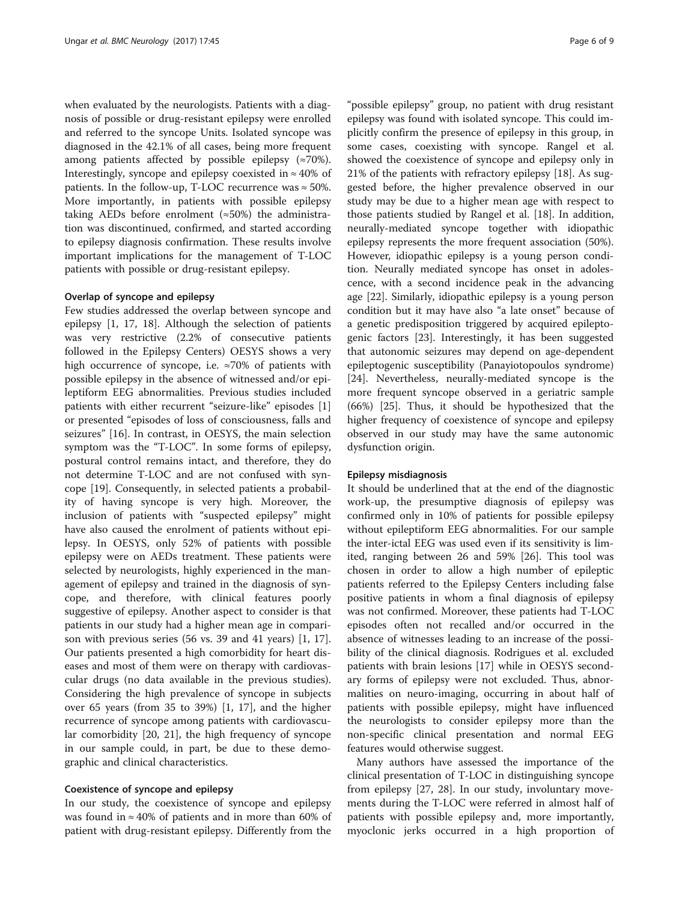when evaluated by the neurologists. Patients with a diagnosis of possible or drug-resistant epilepsy were enrolled and referred to the syncope Units. Isolated syncope was diagnosed in the 42.1% of all cases, being more frequent among patients affected by possible epilepsy (≈70%). Interestingly, syncope and epilepsy coexisted in ≈ 40% of patients. In the follow-up, T-LOC recurrence was ≈ 50%. More importantly, in patients with possible epilepsy taking AEDs before enrolment (≈50%) the administration was discontinued, confirmed, and started according to epilepsy diagnosis confirmation. These results involve important implications for the management of T-LOC patients with possible or drug-resistant epilepsy.

### Overlap of syncope and epilepsy

Few studies addressed the overlap between syncope and epilepsy [1, 17, 18]. Although the selection of patients was very restrictive (2.2% of consecutive patients followed in the Epilepsy Centers) OESYS shows a very high occurrence of syncope, i.e. ≈70% of patients with possible epilepsy in the absence of witnessed and/or epileptiform EEG abnormalities. Previous studies included patients with either recurrent "seizure-like" episodes [1] or presented "episodes of loss of consciousness, falls and seizures" [16]. In contrast, in OESYS, the main selection symptom was the "T-LOC". In some forms of epilepsy, postural control remains intact, and therefore, they do not determine T-LOC and are not confused with syncope [19]. Consequently, in selected patients a probability of having syncope is very high. Moreover, the inclusion of patients with "suspected epilepsy" might have also caused the enrolment of patients without epilepsy. In OESYS, only 52% of patients with possible epilepsy were on AEDs treatment. These patients were selected by neurologists, highly experienced in the management of epilepsy and trained in the diagnosis of syncope, and therefore, with clinical features poorly suggestive of epilepsy. Another aspect to consider is that patients in our study had a higher mean age in comparison with previous series (56 vs. 39 and 41 years) [1, 17]. Our patients presented a high comorbidity for heart diseases and most of them were on therapy with cardiovascular drugs (no data available in the previous studies). Considering the high prevalence of syncope in subjects over 65 years (from 35 to 39%) [1, 17], and the higher recurrence of syncope among patients with cardiovascular comorbidity [20, 21], the high frequency of syncope in our sample could, in part, be due to these demographic and clinical characteristics.

### Coexistence of syncope and epilepsy

In our study, the coexistence of syncope and epilepsy was found in ≈ 40% of patients and in more than 60% of patient with drug-resistant epilepsy. Differently from the "possible epilepsy" group, no patient with drug resistant epilepsy was found with isolated syncope. This could implicitly confirm the presence of epilepsy in this group, in some cases, coexisting with syncope. Rangel et al. showed the coexistence of syncope and epilepsy only in 21% of the patients with refractory epilepsy [18]. As suggested before, the higher prevalence observed in our study may be due to a higher mean age with respect to those patients studied by Rangel et al. [18]. In addition, neurally-mediated syncope together with idiopathic epilepsy represents the more frequent association (50%). However, idiopathic epilepsy is a young person condition. Neurally mediated syncope has onset in adolescence, with a second incidence peak in the advancing age [22]. Similarly, idiopathic epilepsy is a young person condition but it may have also "a late onset" because of a genetic predisposition triggered by acquired epileptogenic factors [23]. Interestingly, it has been suggested that autonomic seizures may depend on age-dependent epileptogenic susceptibility (Panayiotopoulos syndrome) [24]. Nevertheless, neurally-mediated syncope is the more frequent syncope observed in a geriatric sample (66%) [25]. Thus, it should be hypothesized that the higher frequency of coexistence of syncope and epilepsy observed in our study may have the same autonomic dysfunction origin.

### Epilepsy misdiagnosis

It should be underlined that at the end of the diagnostic work-up, the presumptive diagnosis of epilepsy was confirmed only in 10% of patients for possible epilepsy without epileptiform EEG abnormalities. For our sample the inter-ictal EEG was used even if its sensitivity is limited, ranging between 26 and 59% [26]. This tool was chosen in order to allow a high number of epileptic patients referred to the Epilepsy Centers including false positive patients in whom a final diagnosis of epilepsy was not confirmed. Moreover, these patients had T-LOC episodes often not recalled and/or occurred in the absence of witnesses leading to an increase of the possibility of the clinical diagnosis. Rodrigues et al. excluded patients with brain lesions [17] while in OESYS secondary forms of epilepsy were not excluded. Thus, abnormalities on neuro-imaging, occurring in about half of patients with possible epilepsy, might have influenced the neurologists to consider epilepsy more than the non-specific clinical presentation and normal EEG features would otherwise suggest.

Many authors have assessed the importance of the clinical presentation of T-LOC in distinguishing syncope from epilepsy [27, 28]. In our study, involuntary movements during the T-LOC were referred in almost half of patients with possible epilepsy and, more importantly, myoclonic jerks occurred in a high proportion of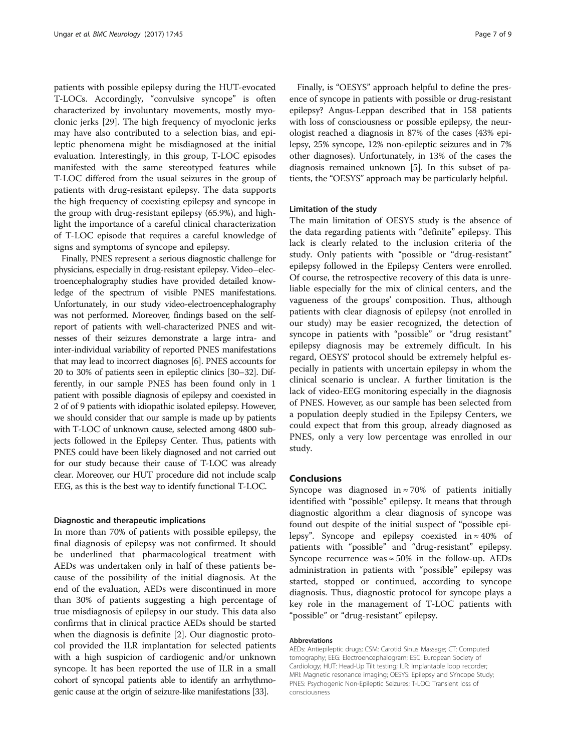patients with possible epilepsy during the HUT-evocated T-LOCs. Accordingly, "convulsive syncope" is often characterized by involuntary movements, mostly myoclonic jerks [29]. The high frequency of myoclonic jerks may have also contributed to a selection bias, and epileptic phenomena might be misdiagnosed at the initial evaluation. Interestingly, in this group, T-LOC episodes manifested with the same stereotyped features while T-LOC differed from the usual seizures in the group of patients with drug-resistant epilepsy. The data supports the high frequency of coexisting epilepsy and syncope in the group with drug-resistant epilepsy (65.9%), and highlight the importance of a careful clinical characterization of T-LOC episode that requires a careful knowledge of signs and symptoms of syncope and epilepsy.

Finally, PNES represent a serious diagnostic challenge for physicians, especially in drug-resistant epilepsy. Video–electroencephalography studies have provided detailed knowledge of the spectrum of visible PNES manifestations. Unfortunately, in our study video-electroencephalography was not performed. Moreover, findings based on the self-report of patients with well-characterized PNES and witnesses of their seizures demonstrate a large intra- and inter-individual variability of reported PNES manifestations that may lead to incorrect diagnoses [6]. PNES accounts for 20 to 30% of patients seen in epileptic clinics [30–32]. Differently, in our sample PNES has been found only in 1 patient with possible diagnosis of epilepsy and coexisted in 2 of of 9 patients with idiopathic isolated epilepsy. However, we should consider that our sample is made up by patients with T-LOC of unknown cause, selected among 4800 subjects followed in the Epilepsy Center. Thus, patients with PNES could have been likely diagnosed and not carried out for our study because their cause of T-LOC was already clear. Moreover, our HUT procedure did not include scalp EEG, as this is the best way to identify functional T-LOC.

#### Diagnostic and therapeutic implications

In more than 70% of patients with possible epilepsy, the final diagnosis of epilepsy was not confirmed. It should be underlined that pharmacological treatment with AEDs was undertaken only in half of these patients because of the possibility of the initial diagnosis. At the end of the evaluation, AEDs were discontinued in more than 30% of patients suggesting a high percentage of true misdiagnosis of epilepsy in our study. This data also confirms that in clinical practice AEDs should be started when the diagnosis is definite [2]. Our diagnostic protocol provided the ILR implantation for selected patients with a high suspicion of cardiogenic and/or unknown syncope. It has been reported the use of ILR in a small cohort of syncopal patients able to identify an arrhythmogenic cause at the origin of seizure-like manifestations [33].

Finally, is "OESYS" approach helpful to define the presence of syncope in patients with possible or drug-resistant epilepsy? Angus-Leppan described that in 158 patients with loss of consciousness or possible epilepsy, the neurologist reached a diagnosis in 87% of the cases (43% epilepsy, 25% syncope, 12% non-epileptic seizures and in 7% other diagnoses). Unfortunately, in 13% of the cases the diagnosis remained unknown [5]. In this subset of patients, the "OESYS" approach may be particularly helpful.

#### Limitation of the study

The main limitation of OESYS study is the absence of the data regarding patients with "definite" epilepsy. This lack is clearly related to the inclusion criteria of the study. Only patients with "possible or "drug-resistant" epilepsy followed in the Epilepsy Centers were enrolled. Of course, the retrospective recovery of this data is unreliable especially for the mix of clinical centers, and the vagueness of the groups' composition. Thus, although patients with clear diagnosis of epilepsy (not enrolled in our study) may be easier recognized, the detection of syncope in patients with "possible" or "drug resistant" epilepsy diagnosis may be extremely difficult. In his regard, OESYS' protocol should be extremely helpful especially in patients with uncertain epilepsy in whom the clinical scenario is unclear. A further limitation is the lack of video-EEG monitoring especially in the diagnosis of PNES. However, as our sample has been selected from a population deeply studied in the Epilepsy Centers, we could expect that from this group, already diagnosed as PNES, only a very low percentage was enrolled in our study.

## Conclusions

Syncope was diagnosed in ≈ 70% of patients initially identified with "possible" epilepsy. It means that through diagnostic algorithm a clear diagnosis of syncope was found out despite of the initial suspect of "possible epilepsy". Syncope and epilepsy coexisted in ≈ 40% of patients with "possible" and "drug-resistant" epilepsy. Syncope recurrence was ≈ 50% in the follow-up. AEDs administration in patients with "possible" epilepsy was started, stopped or continued, according to syncope diagnosis. Thus, diagnostic protocol for syncope plays a key role in the management of T-LOC patients with "possible" or "drug-resistant" epilepsy.

#### Abbreviations

AEDs: Antiepileptic drugs; CSM: Carotid Sinus Massage; CT: Computed tomography; EEG: Electroencephalogram; ESC: European Society of Cardiology; HUT: Head-Up Tilt testing; ILR: Implantable loop recorder; MRI: Magnetic resonance imaging; OESYS: Epilepsy and SYncope Study; PNES: Psychogenic Non-Epileptic Seizures; T-LOC: Transient loss of consciousness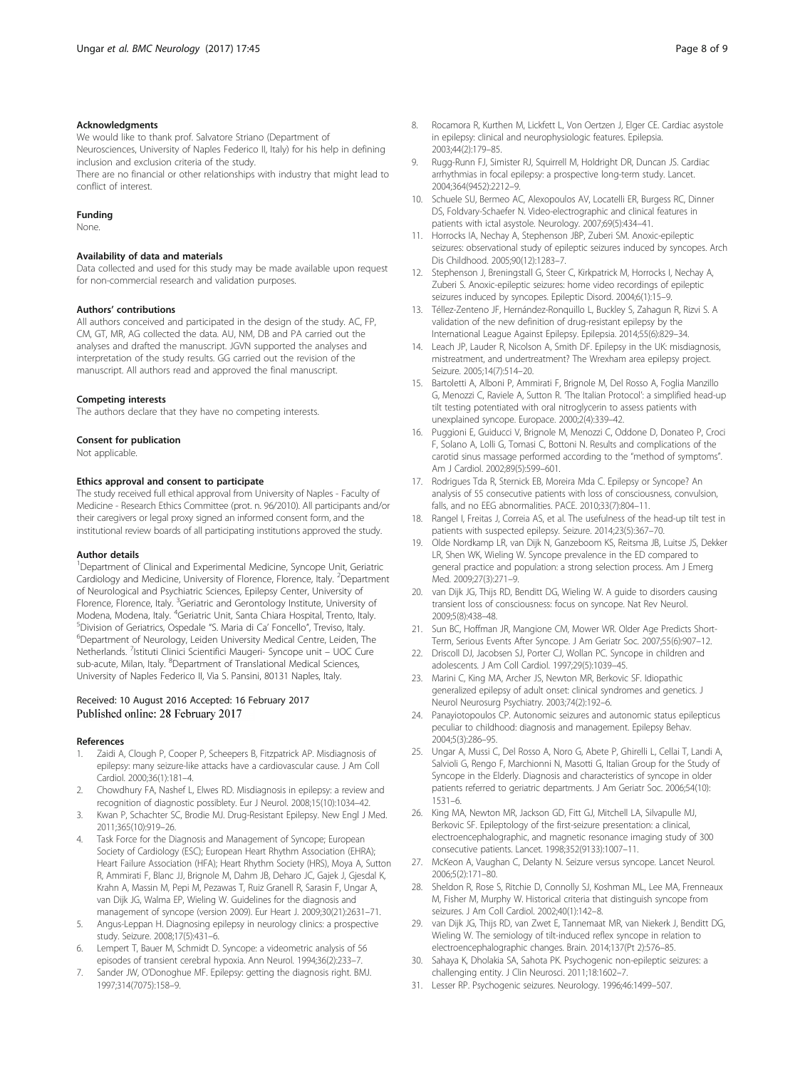#### Acknowledgments

We would like to thank prof. Salvatore Striano (Department of Neurosciences, University of Naples Federico II, Italy) for his help in defining inclusion and exclusion criteria of the study.

There are no financial or other relationships with industry that might lead to conflict of interest.

#### Funding

None.

#### Availability of data and materials

Data collected and used for this study may be made available upon request for non-commercial research and validation purposes.

#### Authors' contributions

All authors conceived and participated in the design of the study. AC, FP, CM, GT, MR, AG collected the data. AU, NM, DB and PA carried out the analyses and drafted the manuscript. JGVN supported the analyses and interpretation of the study results. GG carried out the revision of the manuscript. All authors read and approved the final manuscript.

#### Competing interests

The authors declare that they have no competing interests.

#### Consent for publication

Not applicable.

#### Ethics approval and consent to participate

The study received full ethical approval from University of Naples - Faculty of Medicine - Research Ethics Committee (prot. n. 96/2010). All participants and/or their caregivers or legal proxy signed an informed consent form, and the institutional review boards of all participating institutions approved the study.

#### Author details

[1]Department of Clinical and Experimental Medicine, Syncope Unit, Geriatric Cardiology and Medicine, University of Florence, Florence, Italy. [2]Department of Neurological and Psychiatric Sciences, Epilepsy Center, University of Florence, Florence, Italy. [3]Geriatric and Gerontology Institute, University of Modena, Modena, Italy. [4]Geriatric Unit, Santa Chiara Hospital, Trento, Italy. [5]Division of Geriatrics, Ospedale "S. Maria di Ca' Foncello", Treviso, Italy. [6]Department of Neurology, Leiden University Medical Centre, Leiden, The Netherlands. [7]Istituti Clinici Scientifici Maugeri- Syncope unit – UOC Cure sub-acute, Milan, Italy. [8]Department of Translational Medical Sciences, University of Naples Federico II, Via S. Pansini, 80131 Naples, Italy.

Received: 10 August 2016 Accepted: 16 February 2017
Published online: 28 February 2017

#### References

1. Zaidi A, Clough P, Cooper P, Scheepers B, Fitzpatrick AP. Misdiagnosis of epilepsy: many seizure-like attacks have a cardiovascular cause. J Am Coll Cardiol. 2000;36(1):181–4.
2. Chowdhury FA, Nashef L, Elwes RD. Misdiagnosis in epilepsy: a review and recognition of diagnostic possiblety. Eur J Neurol. 2008;15(10):1034–42.
3. Kwan P, Schachter SC, Brodie MJ. Drug-Resistant Epilepsy. New Engl J Med. 2011;365(10):919–26.
4. Task Force for the Diagnosis and Management of Syncope; European Society of Cardiology (ESC); European Heart Rhythm Association (EHRA); Heart Failure Association (HFA); Heart Rhythm Society (HRS), Moya A, Sutton R, Ammirati F, Blanc JJ, Brignole M, Dahm JB, Deharo JC, Gajek J, Gjesdal K, Krahn A, Massin M, Pepi M, Pezawas T, Ruiz Granell R, Sarasin F, Ungar A, van Dijk JG, Walma EP, Wieling W. Guidelines for the diagnosis and management of syncope (version 2009). Eur Heart J. 2009;30(21):2631–71.
5. Angus-Leppan H. Diagnosing epilepsy in neurology clinics: a prospective study. Seizure. 2008;17(5):431–6.
6. Lempert T, Bauer M, Schmidt D. Syncope: a videometric analysis of 56 episodes of transient cerebral hypoxia. Ann Neurol. 1994;36(2):233–7.
7. Sander JW, O'Donoghue MF. Epilepsy: getting the diagnosis right. BMJ. 1997;314(7075):158–9.
8. Rocamora R, Kurthen M, Lickfett L, Von Oertzen J, Elger CE. Cardiac asystole in epilepsy: clinical and neurophysiologic features. Epilepsia. 2003;44(2):179–85.
9. Rugg-Runn FJ, Simister RJ, Squirrell M, Holdright DR, Duncan JS. Cardiac arrhythmias in focal epilepsy: a prospective long-term study. Lancet. 2004;364(9452):2212–9.
10. Schuele SU, Bermeo AC, Alexopoulos AV, Locatelli ER, Burgess RC, Dinner DS, Foldvary-Schaefer N. Video-electrographic and clinical features in patients with ictal asystole. Neurology. 2007;69(5):434–41.
11. Horrocks IA, Nechay A, Stephenson JBP, Zuberi SM. Anoxic-epileptic seizures: observational study of epileptic seizures induced by syncopes. Arch Dis Childhood. 2005;90(12):1283–7.
12. Stephenson J, Breningstall G, Steer C, Kirkpatrick M, Horrocks I, Nechay A, Zuberi S. Anoxic-epileptic seizures: home video recordings of epileptic seizures induced by syncopes. Epileptic Disord. 2004;6(1):15–9.
13. Téllez-Zenteno JF, Hernández-Ronquillo L, Buckley S, Zahagun R, Rizvi S. A validation of the new definition of drug-resistant epilepsy by the International League Against Epilepsy. Epilepsia. 2014;55(6):829–34.
14. Leach JP, Lauder R, Nicolson A, Smith DF. Epilepsy in the UK: misdiagnosis, mistreatment, and undertreatment? The Wrexham area epilepsy project. Seizure. 2005;14(7):514–20.
15. Bartoletti A, Alboni P, Ammirati F, Brignole M, Del Rosso A, Foglia Manzillo G, Menozzi C, Raviele A, Sutton R. 'The Italian Protocol': a simplified head-up tilt testing potentiated with oral nitroglycerin to assess patients with unexplained syncope. Europace. 2000;2(4):339–42.
16. Puggioni E, Guiducci V, Brignole M, Menozzi C, Oddone D, Donateo P, Croci F, Solano A, Lolli G, Tomasi C, Bottoni N. Results and complications of the carotid sinus massage performed according to the "method of symptoms". Am J Cardiol. 2002;89(5):599–601.
17. Rodrigues Tda R, Sternick EB, Moreira Mda C. Epilepsy or Syncope? An analysis of 55 consecutive patients with loss of consciousness, convulsion, falls, and no EEG abnormalities. PACE. 2010;33(7):804–11.
18. Rangel I, Freitas J, Correia AS, et al. The usefulness of the head-up tilt test in patients with suspected epilepsy. Seizure. 2014;23(5):367–70.
19. Olde Nordkamp LR, van Dijk N, Ganzeboom KS, Reitsma JB, Luitse JS, Dekker LR, Shen WK, Wieling W. Syncope prevalence in the ED compared to general practice and population: a strong selection process. Am J Emerg Med. 2009;27(3):271–9.
20. van Dijk JG, Thijs RD, Benditt DG, Wieling W. A guide to disorders causing transient loss of consciousness: focus on syncope. Nat Rev Neurol. 2009;5(8):438–48.
21. Sun BC, Hoffman JR, Mangione CM, Mower WR. Older Age Predicts Short-Term, Serious Events After Syncope. J Am Geriatr Soc. 2007;55(6):907–12.
22. Driscoll DJ, Jacobsen SJ, Porter CJ, Wollan PC. Syncope in children and adolescents. J Am Coll Cardiol. 1997;29(5):1039–45.
23. Marini C, King MA, Archer JS, Newton MR, Berkovic SF. Idiopathic generalized epilepsy of adult onset: clinical syndromes and genetics. J Neurol Neurosurg Psychiatry. 2003;74(2):192–6.
24. Panayiotopoulos CP. Autonomic seizures and autonomic status epilepticus peculiar to childhood: diagnosis and management. Epilepsy Behav. 2004;5(3):286–95.
25. Ungar A, Mussi C, Del Rosso A, Noro G, Abete P, Ghirelli L, Cellai T, Landi A, Salvioli G, Rengo F, Marchionni N, Masotti G, Italian Group for the Study of Syncope in the Elderly. Diagnosis and characteristics of syncope in older patients referred to geriatric departments. J Am Geriatr Soc. 2006;54(10): 1531–6.
26. King MA, Newton MR, Jackson GD, Fitt GJ, Mitchell LA, Silvapulle MJ, Berkovic SF. Epileptology of the first-seizure presentation: a clinical, electroencephalographic, and magnetic resonance imaging study of 300 consecutive patients. Lancet. 1998;352(9133):1007–11.
27. McKeon A, Vaughan C, Delanty N. Seizure versus syncope. Lancet Neurol. 2006;5(2):171–80.
28. Sheldon R, Rose S, Ritchie D, Connolly SJ, Koshman ML, Lee MA, Frenneaux M, Fisher M, Murphy W. Historical criteria that distinguish syncope from seizures. J Am Coll Cardiol. 2002;40(1):142–8.
29. van Dijk JG, Thijs RD, van Zwet E, Tannemaat MR, van Niekerk J, Benditt DG, Wieling W. The semiology of tilt-induced reflex syncope in relation to electroencephalographic changes. Brain. 2014;137(Pt 2):576–85.
30. Sahaya K, Dholakia SA, Sahota PK. Psychogenic non-epileptic seizures: a challenging entity. J Clin Neurosci. 2011;18:1602–7.
31. Lesser RP. Psychogenic seizures. Neurology. 1996;46:1499–507.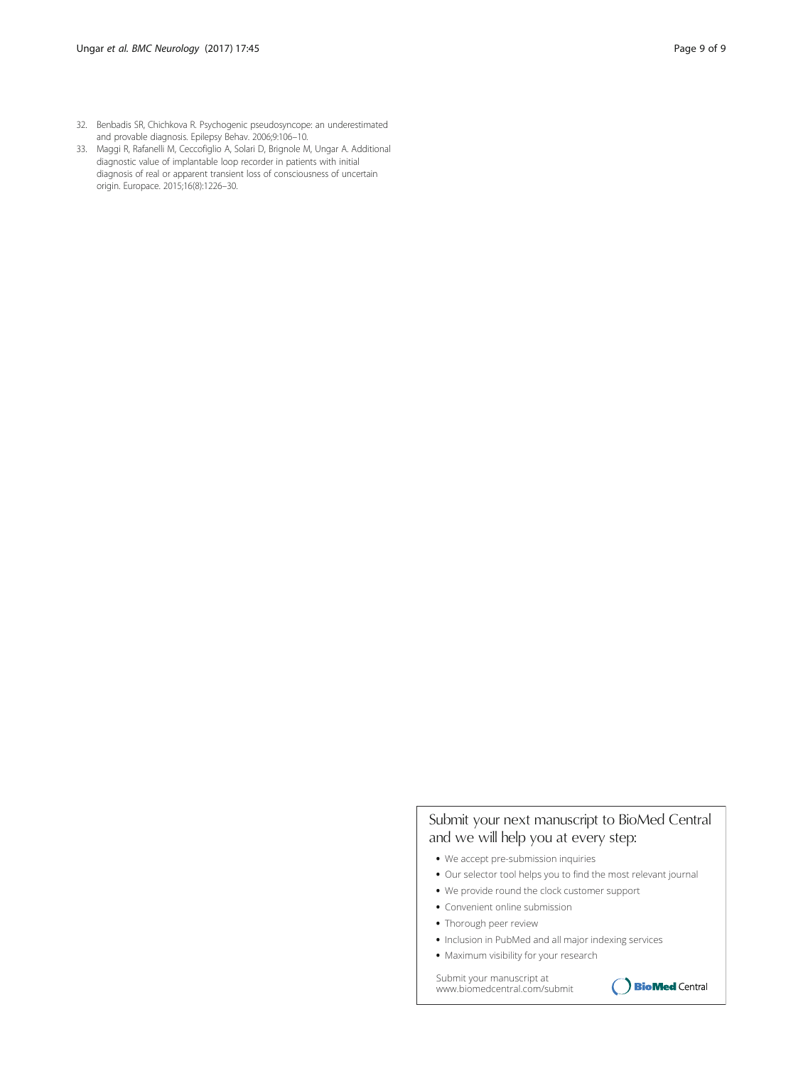32. Benbadis SR, Chichkova R. Psychogenic pseudosyncope: an underestimated and provable diagnosis. Epilepsy Behav. 2006;9:106–10.
33. Maggi R, Rafanelli M, Ceccofiglio A, Solari D, Brignole M, Ungar A. Additional diagnostic value of implantable loop recorder in patients with initial diagnosis of real or apparent transient loss of consciousness of uncertain origin. Europace. 2015;16(8):1226–30.

Submit your next manuscript to BioMed Central and we will help you at every step:

- We accept pre-submission inquiries
- Our selector tool helps you to find the most relevant journal
- We provide round the clock customer support
- Convenient online submission
- Thorough peer review
- Inclusion in PubMed and all major indexing services
- Maximum visibility for your research

Submit your manuscript at
www.biomedcentral.com/submit

BioMed Central